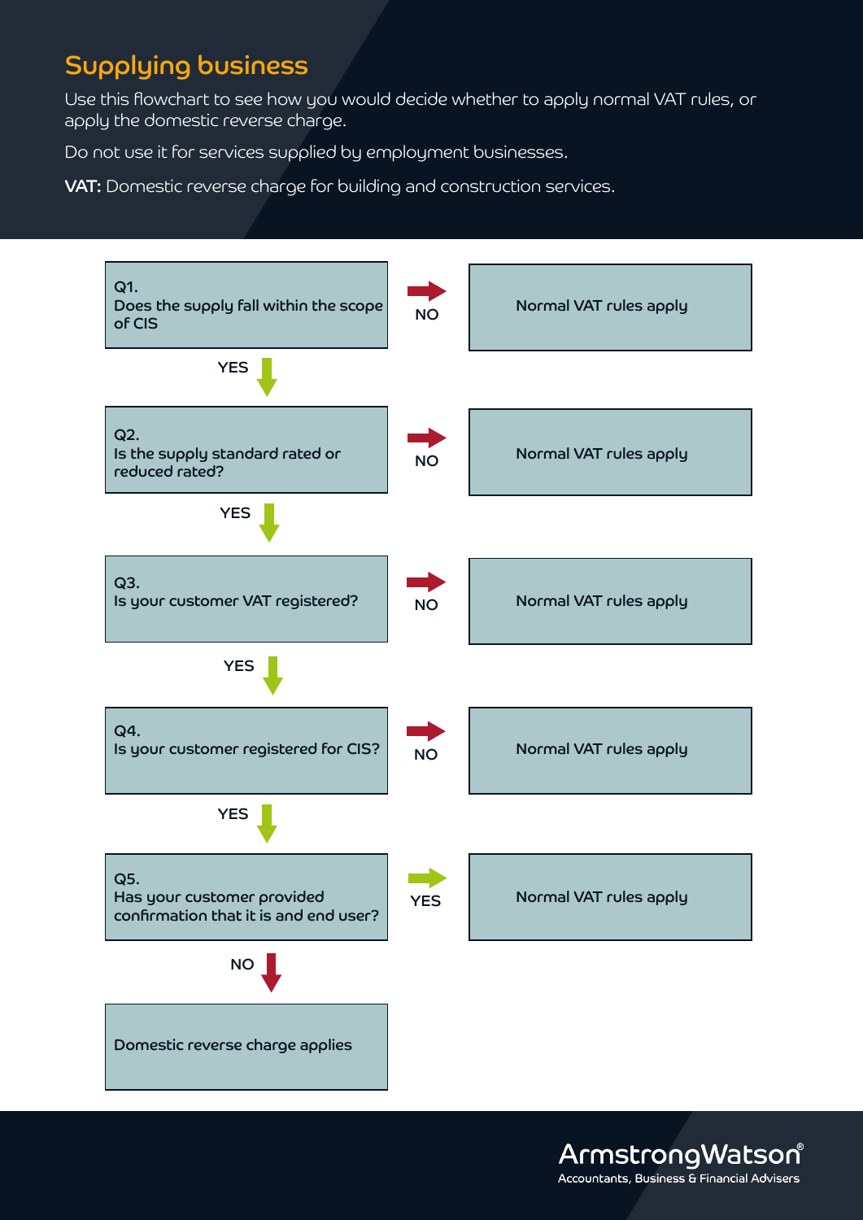# Supplying business

Use this flowchart to see how you would decide whether to apply normal VAT rules, or apply the domestic reverse charge.

Do not use it for services supplied by employment businesses.

**VAT:** Domestic reverse charge for building and construction services.

**Q1.**
Does the supply fall within the scope of CIS

- NO → Normal VAT rules apply
- YES ↓

**Q2.**
Is the supply standard rated or reduced rated?

- NO → Normal VAT rules apply
- YES ↓

**Q3.**
Is your customer VAT registered?

- NO → Normal VAT rules apply
- YES ↓

**Q4.**
Is your customer registered for CIS?

- NO → Normal VAT rules apply
- YES ↓

**Q5.**
Has your customer provided confirmation that it is and end user?

- YES → Normal VAT rules apply
- NO ↓

Domestic reverse charge applies

ArmstrongWatson®
Accountants, Business & Financial Advisers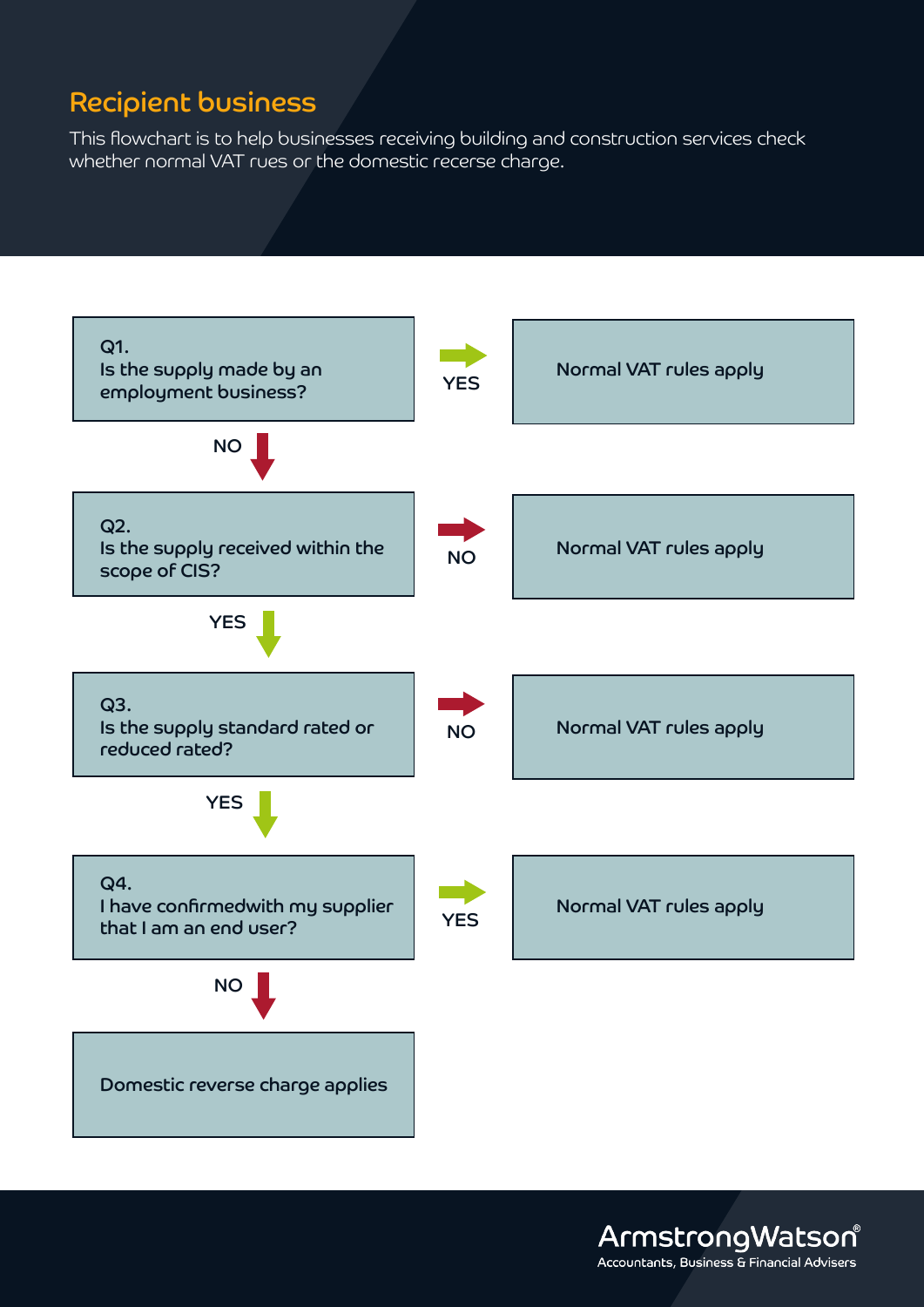## Recipient business

This flowchart is to help businesses receiving building and construction services check whether normal VAT rues or the domestic recerse charge.

Q1.
Is the supply made by an employment business?

YES → Normal VAT rules apply

NO ↓

Q2.
Is the supply received within the scope of CIS?

NO → Normal VAT rules apply

YES ↓

Q3.
Is the supply standard rated or reduced rated?

NO → Normal VAT rules apply

YES ↓

Q4.
I have confirmedwith my supplier that I am an end user?

YES → Normal VAT rules apply

NO ↓

Domestic reverse charge applies

ArmstrongWatson®
Accountants, Business & Financial Advisers